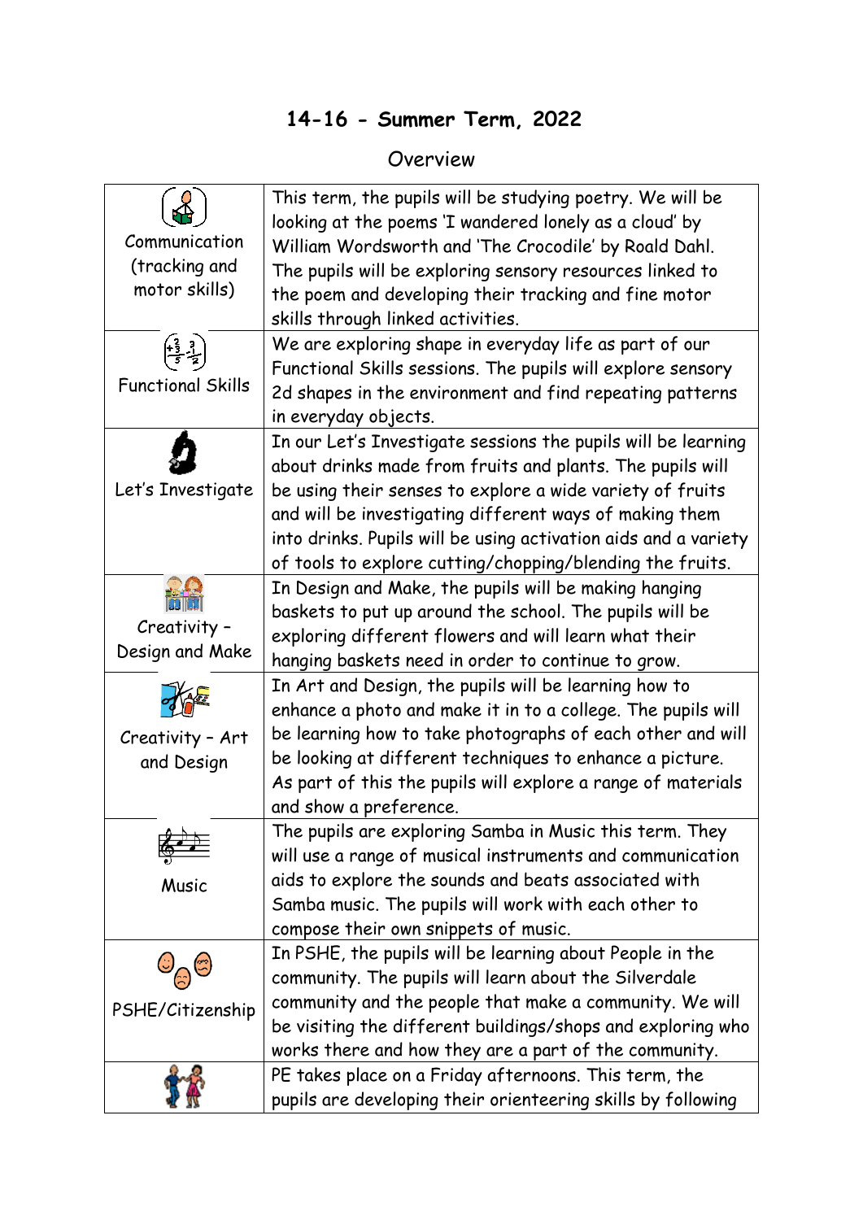# 14-16 - Summer Term, 2022

## Overview

| | |
|---|---|
| Communication (tracking and motor skills) | This term, the pupils will be studying poetry. We will be looking at the poems 'I wandered lonely as a cloud' by William Wordsworth and 'The Crocodile' by Roald Dahl. The pupils will be exploring sensory resources linked to the poem and developing their tracking and fine motor skills through linked activities. |
| Functional Skills | We are exploring shape in everyday life as part of our Functional Skills sessions. The pupils will explore sensory 2d shapes in the environment and find repeating patterns in everyday objects. |
| Let's Investigate | In our Let's Investigate sessions the pupils will be learning about drinks made from fruits and plants. The pupils will be using their senses to explore a wide variety of fruits and will be investigating different ways of making them into drinks. Pupils will be using activation aids and a variety of tools to explore cutting/chopping/blending the fruits. |
| Creativity – Design and Make | In Design and Make, the pupils will be making hanging baskets to put up around the school. The pupils will be exploring different flowers and will learn what their hanging baskets need in order to continue to grow. |
| Creativity – Art and Design | In Art and Design, the pupils will be learning how to enhance a photo and make it in to a college. The pupils will be learning how to take photographs of each other and will be looking at different techniques to enhance a picture. As part of this the pupils will explore a range of materials and show a preference. |
| Music | The pupils are exploring Samba in Music this term. They will use a range of musical instruments and communication aids to explore the sounds and beats associated with Samba music. The pupils will work with each other to compose their own snippets of music. |
| PSHE/Citizenship | In PSHE, the pupils will be learning about People in the community. The pupils will learn about the Silverdale community and the people that make a community. We will be visiting the different buildings/shops and exploring who works there and how they are a part of the community. |
| | PE takes place on a Friday afternoons. This term, the pupils are developing their orienteering skills by following |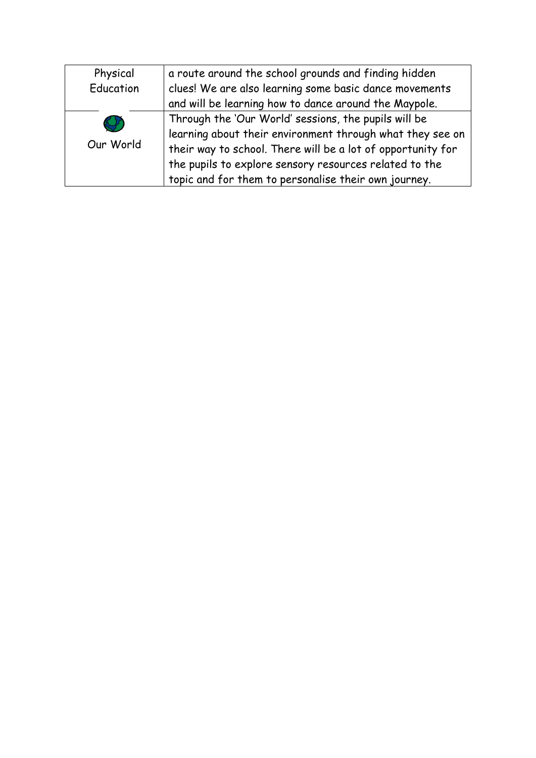| | |
|---|---|
| Physical Education | a route around the school grounds and finding hidden clues! We are also learning some basic dance movements and will be learning how to dance around the Maypole. |
| Our World | Through the 'Our World' sessions, the pupils will be learning about their environment through what they see on their way to school. There will be a lot of opportunity for the pupils to explore sensory resources related to the topic and for them to personalise their own journey. |